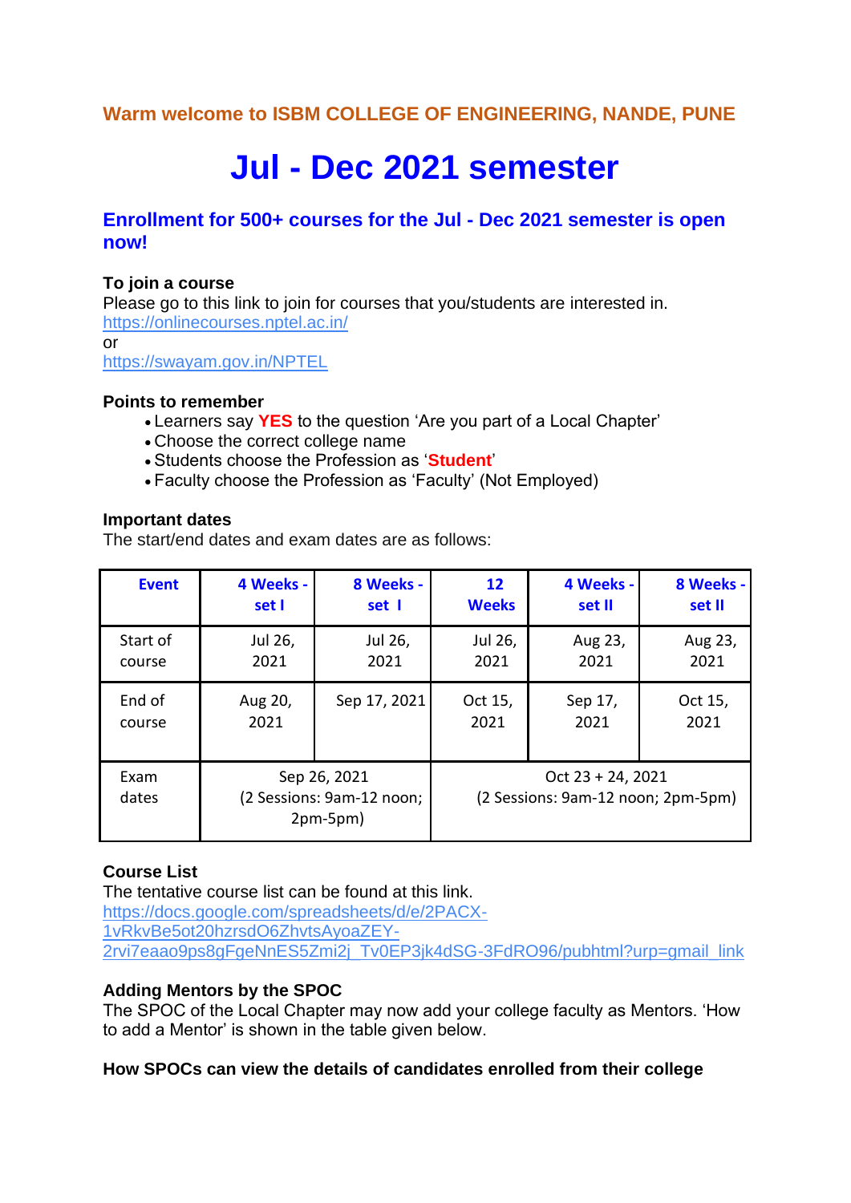**Warm welcome to ISBM COLLEGE OF ENGINEERING, NANDE, PUNE**

# Jul - Dec 2021 semester

## Enrollment for 500+ courses for the Jul - Dec 2021 semester is open now!

**To join a course**

Please go to this link to join for courses that you/students are interested in.
https://onlinecourses.nptel.ac.in/
or
https://swayam.gov.in/NPTEL

**Points to remember**

- Learners say **YES** to the question 'Are you part of a Local Chapter'
- Choose the correct college name
- Students choose the Profession as '**Student**'
- Faculty choose the Profession as 'Faculty' (Not Employed)

**Important dates**

The start/end dates and exam dates are as follows:

| Event | 4 Weeks - set I | 8 Weeks - set I | 12 Weeks | 4 Weeks - set II | 8 Weeks - set II |
|---|---|---|---|---|---|
| Start of course | Jul 26, 2021 | Jul 26, 2021 | Jul 26, 2021 | Aug 23, 2021 | Aug 23, 2021 |
| End of course | Aug 20, 2021 | Sep 17, 2021 | Oct 15, 2021 | Sep 17, 2021 | Oct 15, 2021 |
| Exam dates | Sep 26, 2021 (2 Sessions: 9am-12 noon; 2pm-5pm) | | Oct 23 + 24, 2021 (2 Sessions: 9am-12 noon; 2pm-5pm) | | |

**Course List**

The tentative course list can be found at this link.
https://docs.google.com/spreadsheets/d/e/2PACX-1vRkvBe5ot20hzrsdO6ZhvtsAyoaZEY-2rvi7eaao9ps8gFgeNnES5Zmi2j_Tv0EP3jk4dSG-3FdRO96/pubhtml?urp=gmail_link

**Adding Mentors by the SPOC**

The SPOC of the Local Chapter may now add your college faculty as Mentors. 'How to add a Mentor' is shown in the table given below.

**How SPOCs can view the details of candidates enrolled from their college**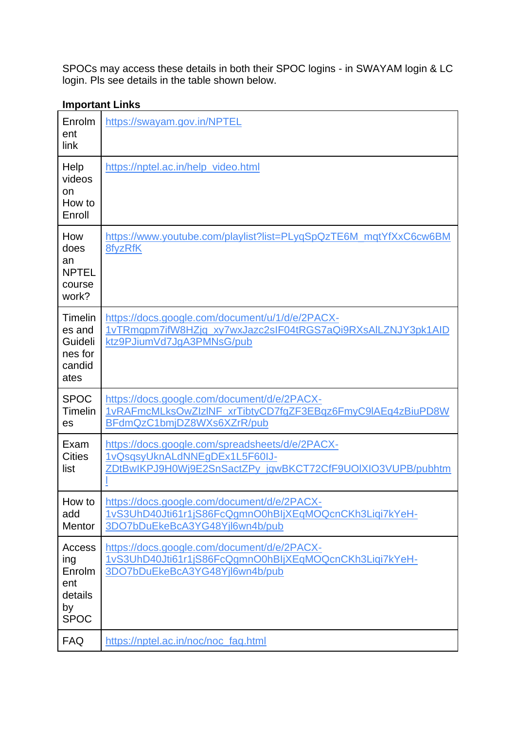SPOCs may access these details in both their SPOC logins - in SWAYAM login & LC login. Pls see details in the table shown below.

**Important Links**

| | |
|---|---|
| Enrolment link | https://swayam.gov.in/NPTEL |
| Help videos on How to Enroll | https://nptel.ac.in/help_video.html |
| How does an NPTEL course work? | https://www.youtube.com/playlist?list=PLyqSpQzTE6M_mqtYfXxC6cw6BM8fyzRfK |
| Timelines and Guidelines for candidates | https://docs.google.com/document/u/1/d/e/2PACX-1vTRmqpm7ifW8HZjq_xy7wxJazc2sIF04tRGS7aQi9RXsAlLZNJY3pk1AIDktz9PJiumVd7JgA3PMNsG/pub |
| SPOC Timelines | https://docs.google.com/document/d/e/2PACX-1vRAFmcMLksOwZIzlNF_xrTibtyCD7fgZF3EBqz6FmyC9lAEq4zBiuPD8WBFdmQzC1bmjDZ8WXs6XZrR/pub |
| Exam Cities list | https://docs.google.com/spreadsheets/d/e/2PACX-1vQsqsyUknALdNNEgDEx1L5F60IJ-ZDtBwIKPJ9H0Wj9E2SnSactZPy_jgwBKCT72CfF9UOlXIO3VUPB/pubhtml |
| How to add Mentor | https://docs.google.com/document/d/e/2PACX-1vS3UhD40Jti61r1jS86FcQgmnO0hBIjXEqMOQcnCKh3Liqi7kYeH-3DO7bDuEkeBcA3YG48Yjl6wn4b/pub |
| Accessing Enrolment details by SPOC | https://docs.google.com/document/d/e/2PACX-1vS3UhD40Jti61r1jS86FcQgmnO0hBIjXEqMOQcnCKh3Liqi7kYeH-3DO7bDuEkeBcA3YG48Yjl6wn4b/pub |
| FAQ | https://nptel.ac.in/noc/noc_faq.html |